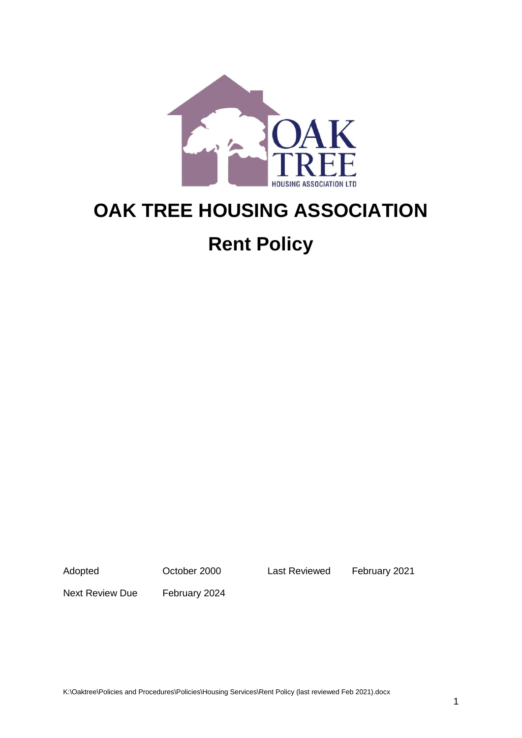# OAK TREE HOUSING ASSOCIATION

# Rent Policy

| Adopted | October 2000 | Last Reviewed | February 2021 |
| --- | --- | --- | --- |
| Next Review Due | February 2024 | | |

K:\Oaktree\Policies and Procedures\Policies\Housing Services\Rent Policy (last reviewed Feb 2021).docx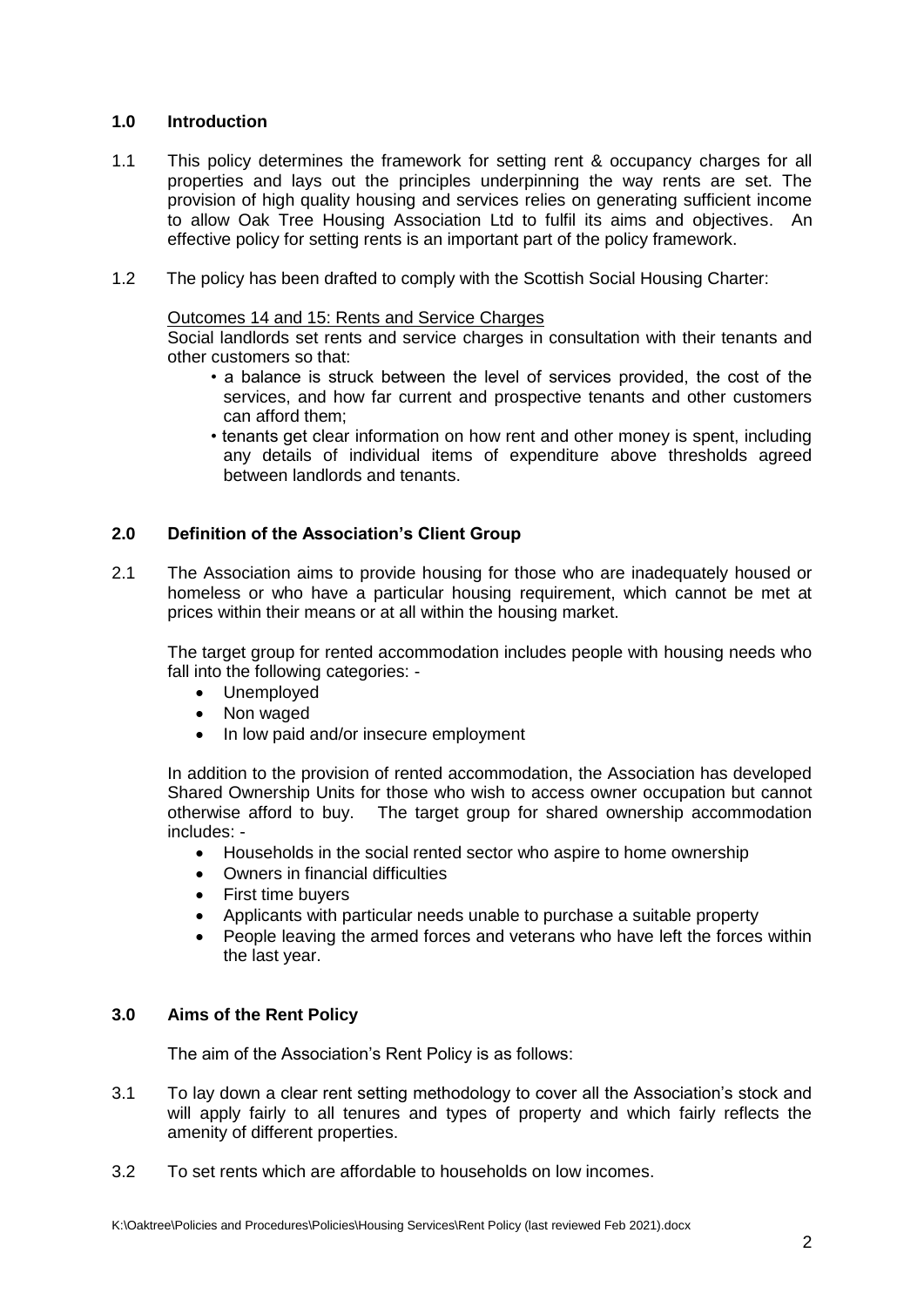## 1.0 Introduction

1.1 This policy determines the framework for setting rent & occupancy charges for all properties and lays out the principles underpinning the way rents are set. The provision of high quality housing and services relies on generating sufficient income to allow Oak Tree Housing Association Ltd to fulfil its aims and objectives. An effective policy for setting rents is an important part of the policy framework.

1.2 The policy has been drafted to comply with the Scottish Social Housing Charter:

Outcomes 14 and 15: Rents and Service Charges

Social landlords set rents and service charges in consultation with their tenants and other customers so that:

- a balance is struck between the level of services provided, the cost of the services, and how far current and prospective tenants and other customers can afford them;
- tenants get clear information on how rent and other money is spent, including any details of individual items of expenditure above thresholds agreed between landlords and tenants.

## 2.0 Definition of the Association's Client Group

2.1 The Association aims to provide housing for those who are inadequately housed or homeless or who have a particular housing requirement, which cannot be met at prices within their means or at all within the housing market.

The target group for rented accommodation includes people with housing needs who fall into the following categories: -

- Unemployed
- Non waged
- In low paid and/or insecure employment

In addition to the provision of rented accommodation, the Association has developed Shared Ownership Units for those who wish to access owner occupation but cannot otherwise afford to buy. The target group for shared ownership accommodation includes: -

- Households in the social rented sector who aspire to home ownership
- Owners in financial difficulties
- First time buyers
- Applicants with particular needs unable to purchase a suitable property
- People leaving the armed forces and veterans who have left the forces within the last year.

## 3.0 Aims of the Rent Policy

The aim of the Association's Rent Policy is as follows:

3.1 To lay down a clear rent setting methodology to cover all the Association's stock and will apply fairly to all tenures and types of property and which fairly reflects the amenity of different properties.

3.2 To set rents which are affordable to households on low incomes.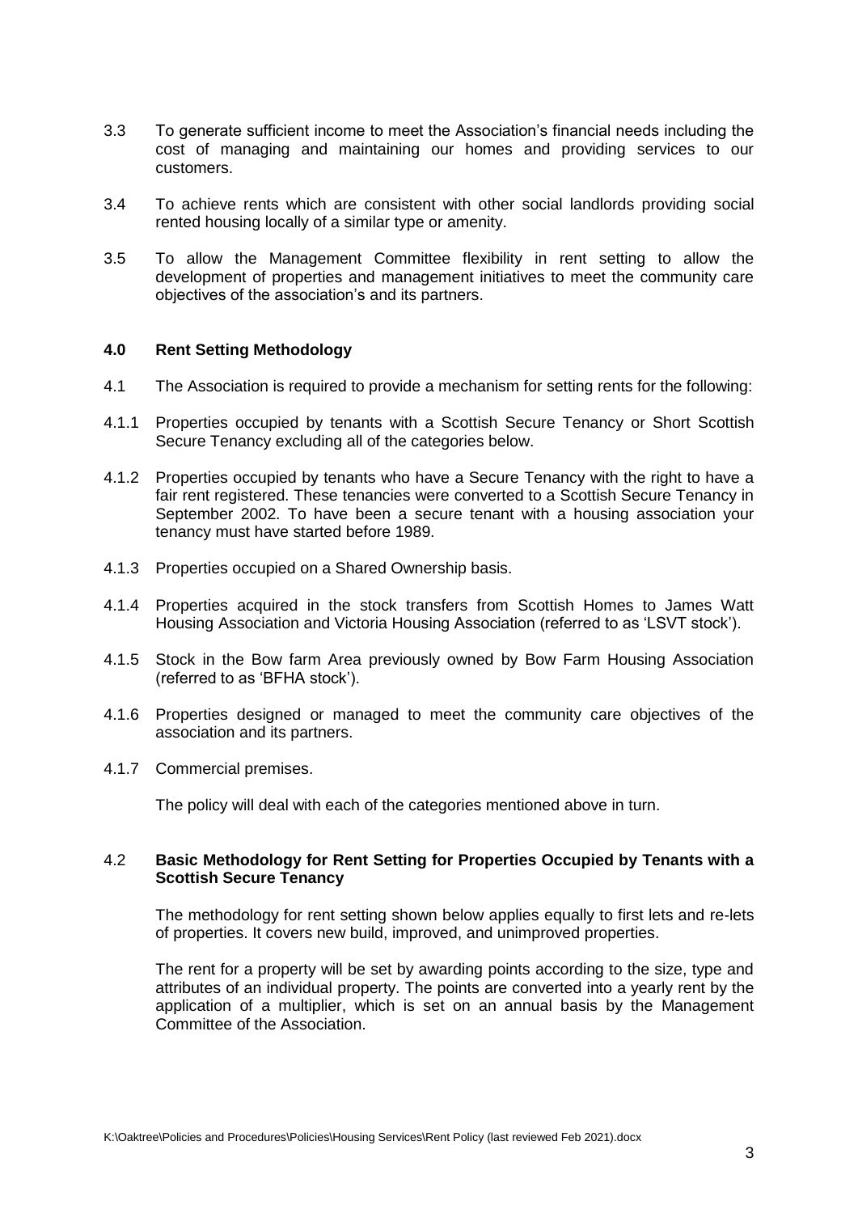3.3 To generate sufficient income to meet the Association's financial needs including the cost of managing and maintaining our homes and providing services to our customers.

3.4 To achieve rents which are consistent with other social landlords providing social rented housing locally of a similar type or amenity.

3.5 To allow the Management Committee flexibility in rent setting to allow the development of properties and management initiatives to meet the community care objectives of the association's and its partners.

## 4.0 Rent Setting Methodology

4.1 The Association is required to provide a mechanism for setting rents for the following:

4.1.1 Properties occupied by tenants with a Scottish Secure Tenancy or Short Scottish Secure Tenancy excluding all of the categories below.

4.1.2 Properties occupied by tenants who have a Secure Tenancy with the right to have a fair rent registered. These tenancies were converted to a Scottish Secure Tenancy in September 2002. To have been a secure tenant with a housing association your tenancy must have started before 1989.

4.1.3 Properties occupied on a Shared Ownership basis.

4.1.4 Properties acquired in the stock transfers from Scottish Homes to James Watt Housing Association and Victoria Housing Association (referred to as 'LSVT stock').

4.1.5 Stock in the Bow farm Area previously owned by Bow Farm Housing Association (referred to as 'BFHA stock').

4.1.6 Properties designed or managed to meet the community care objectives of the association and its partners.

4.1.7 Commercial premises.

The policy will deal with each of the categories mentioned above in turn.

### 4.2 Basic Methodology for Rent Setting for Properties Occupied by Tenants with a Scottish Secure Tenancy

The methodology for rent setting shown below applies equally to first lets and re-lets of properties. It covers new build, improved, and unimproved properties.

The rent for a property will be set by awarding points according to the size, type and attributes of an individual property. The points are converted into a yearly rent by the application of a multiplier, which is set on an annual basis by the Management Committee of the Association.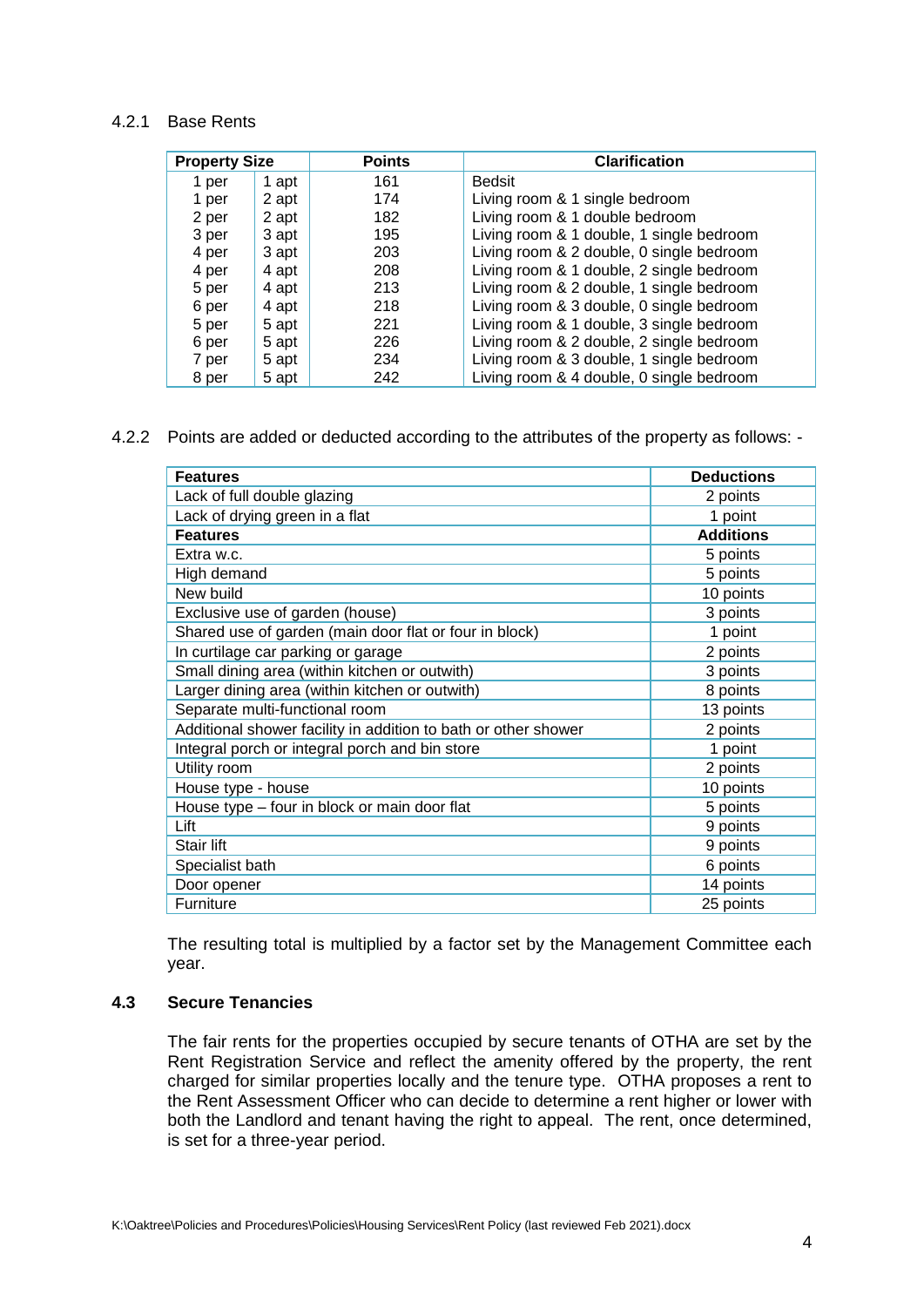#### 4.2.1 Base Rents

| Property Size | | Points | Clarification |
|---|---|---|---|
| 1 per | 1 apt | 161 | Bedsit |
| 1 per | 2 apt | 174 | Living room & 1 single bedroom |
| 2 per | 2 apt | 182 | Living room & 1 double bedroom |
| 3 per | 3 apt | 195 | Living room & 1 double, 1 single bedroom |
| 4 per | 3 apt | 203 | Living room & 2 double, 0 single bedroom |
| 4 per | 4 apt | 208 | Living room & 1 double, 2 single bedroom |
| 5 per | 4 apt | 213 | Living room & 2 double, 1 single bedroom |
| 6 per | 4 apt | 218 | Living room & 3 double, 0 single bedroom |
| 5 per | 5 apt | 221 | Living room & 1 double, 3 single bedroom |
| 6 per | 5 apt | 226 | Living room & 2 double, 2 single bedroom |
| 7 per | 5 apt | 234 | Living room & 3 double, 1 single bedroom |
| 8 per | 5 apt | 242 | Living room & 4 double, 0 single bedroom |

4.2.2 Points are added or deducted according to the attributes of the property as follows: -

| Features | Deductions |
|---|---|
| Lack of full double glazing | 2 points |
| Lack of drying green in a flat | 1 point |
| **Features** | **Additions** |
| Extra w.c. | 5 points |
| High demand | 5 points |
| New build | 10 points |
| Exclusive use of garden (house) | 3 points |
| Shared use of garden (main door flat or four in block) | 1 point |
| In curtilage car parking or garage | 2 points |
| Small dining area (within kitchen or outwith) | 3 points |
| Larger dining area (within kitchen or outwith) | 8 points |
| Separate multi-functional room | 13 points |
| Additional shower facility in addition to bath or other shower | 2 points |
| Integral porch or integral porch and bin store | 1 point |
| Utility room | 2 points |
| House type - house | 10 points |
| House type – four in block or main door flat | 5 points |
| Lift | 9 points |
| Stair lift | 9 points |
| Specialist bath | 6 points |
| Door opener | 14 points |
| Furniture | 25 points |

The resulting total is multiplied by a factor set by the Management Committee each year.

### 4.3 Secure Tenancies

The fair rents for the properties occupied by secure tenants of OTHA are set by the Rent Registration Service and reflect the amenity offered by the property, the rent charged for similar properties locally and the tenure type. OTHA proposes a rent to the Rent Assessment Officer who can decide to determine a rent higher or lower with both the Landlord and tenant having the right to appeal. The rent, once determined, is set for a three-year period.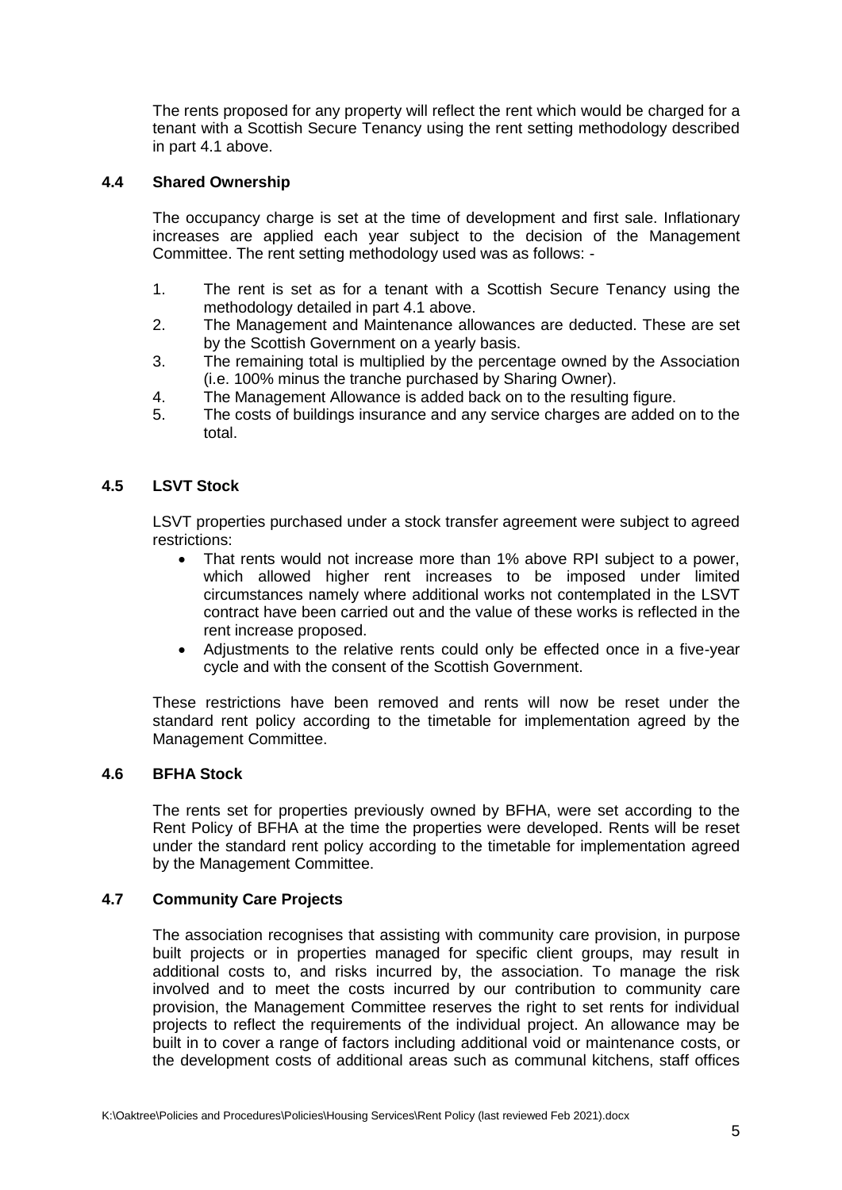The rents proposed for any property will reflect the rent which would be charged for a tenant with a Scottish Secure Tenancy using the rent setting methodology described in part 4.1 above.

### 4.4 Shared Ownership

The occupancy charge is set at the time of development and first sale. Inflationary increases are applied each year subject to the decision of the Management Committee. The rent setting methodology used was as follows: -

1. The rent is set as for a tenant with a Scottish Secure Tenancy using the methodology detailed in part 4.1 above.
2. The Management and Maintenance allowances are deducted. These are set by the Scottish Government on a yearly basis.
3. The remaining total is multiplied by the percentage owned by the Association (i.e. 100% minus the tranche purchased by Sharing Owner).
4. The Management Allowance is added back on to the resulting figure.
5. The costs of buildings insurance and any service charges are added on to the total.

### 4.5 LSVT Stock

LSVT properties purchased under a stock transfer agreement were subject to agreed restrictions:

- That rents would not increase more than 1% above RPI subject to a power, which allowed higher rent increases to be imposed under limited circumstances namely where additional works not contemplated in the LSVT contract have been carried out and the value of these works is reflected in the rent increase proposed.
- Adjustments to the relative rents could only be effected once in a five-year cycle and with the consent of the Scottish Government.

These restrictions have been removed and rents will now be reset under the standard rent policy according to the timetable for implementation agreed by the Management Committee.

### 4.6 BFHA Stock

The rents set for properties previously owned by BFHA, were set according to the Rent Policy of BFHA at the time the properties were developed. Rents will be reset under the standard rent policy according to the timetable for implementation agreed by the Management Committee.

### 4.7 Community Care Projects

The association recognises that assisting with community care provision, in purpose built projects or in properties managed for specific client groups, may result in additional costs to, and risks incurred by, the association. To manage the risk involved and to meet the costs incurred by our contribution to community care provision, the Management Committee reserves the right to set rents for individual projects to reflect the requirements of the individual project. An allowance may be built in to cover a range of factors including additional void or maintenance costs, or the development costs of additional areas such as communal kitchens, staff offices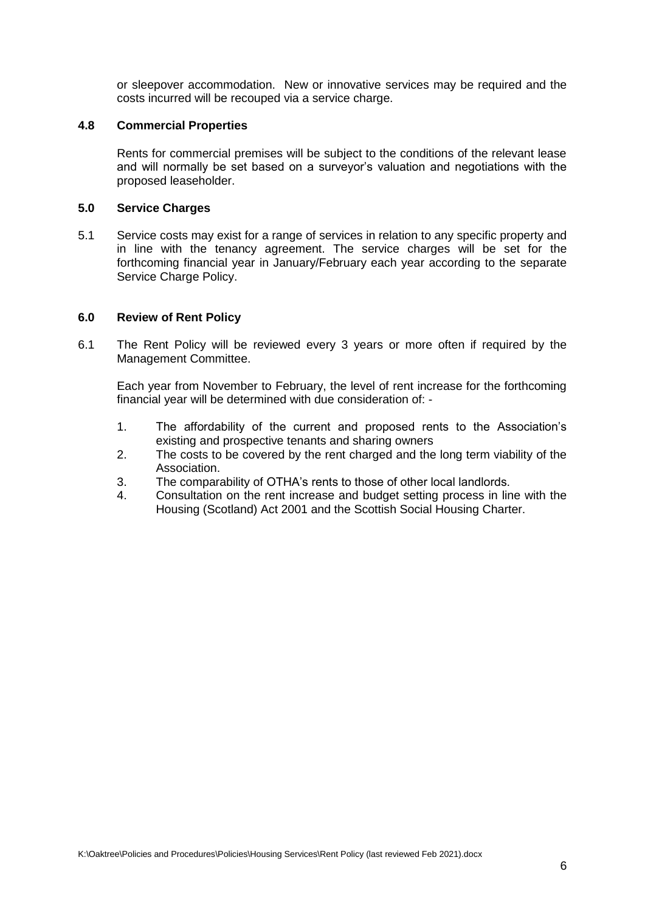or sleepover accommodation. New or innovative services may be required and the costs incurred will be recouped via a service charge.

### 4.8 Commercial Properties

Rents for commercial premises will be subject to the conditions of the relevant lease and will normally be set based on a surveyor's valuation and negotiations with the proposed leaseholder.

## 5.0 Service Charges

5.1 Service costs may exist for a range of services in relation to any specific property and in line with the tenancy agreement. The service charges will be set for the forthcoming financial year in January/February each year according to the separate Service Charge Policy.

## 6.0 Review of Rent Policy

6.1 The Rent Policy will be reviewed every 3 years or more often if required by the Management Committee.

Each year from November to February, the level of rent increase for the forthcoming financial year will be determined with due consideration of: -

1. The affordability of the current and proposed rents to the Association's existing and prospective tenants and sharing owners
2. The costs to be covered by the rent charged and the long term viability of the Association.
3. The comparability of OTHA's rents to those of other local landlords.
4. Consultation on the rent increase and budget setting process in line with the Housing (Scotland) Act 2001 and the Scottish Social Housing Charter.